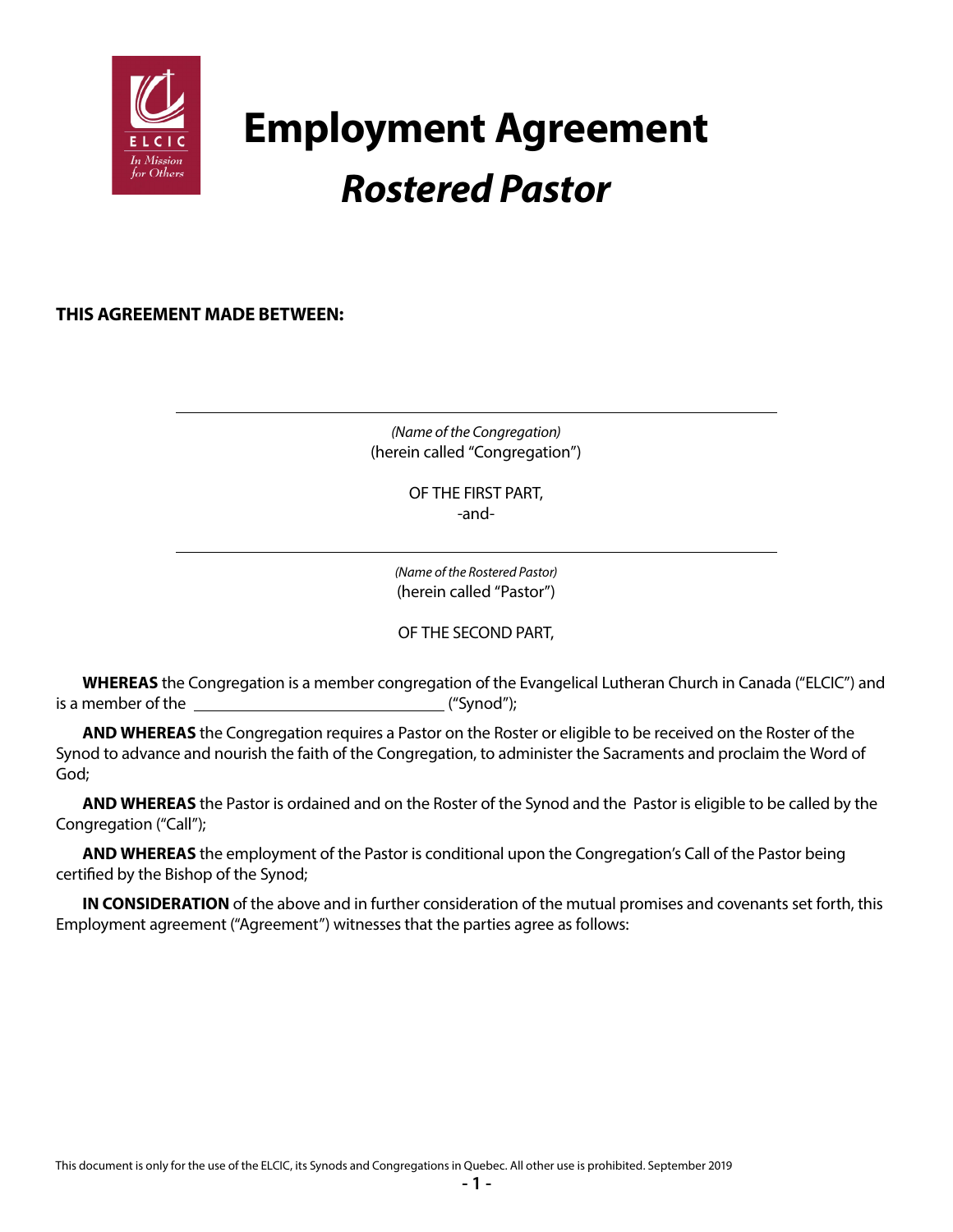# Employment Agreement

## *Rostered Pastor*

**THIS AGREEMENT MADE BETWEEN:**

\_\_\_\_\_\_\_\_\_\_\_\_\_\_\_\_\_\_\_\_\_\_\_\_\_\_\_\_\_\_\_\_\_\_\_\_\_\_\_\_\_\_\_\_\_\_\_\_

*(Name of the Congregation)*
(herein called "Congregation")

OF THE FIRST PART,
-and-

\_\_\_\_\_\_\_\_\_\_\_\_\_\_\_\_\_\_\_\_\_\_\_\_\_\_\_\_\_\_\_\_\_\_\_\_\_\_\_\_\_\_\_\_\_\_\_\_

*(Name of the Rostered Pastor)*
(herein called "Pastor")

OF THE SECOND PART,

**WHEREAS** the Congregation is a member congregation of the Evangelical Lutheran Church in Canada ("ELCIC") and is a member of the \_\_\_\_\_\_\_\_\_\_\_\_\_\_\_\_\_\_\_\_\_\_\_\_\_\_\_\_\_\_ ("Synod");

**AND WHEREAS** the Congregation requires a Pastor on the Roster or eligible to be received on the Roster of the Synod to advance and nourish the faith of the Congregation, to administer the Sacraments and proclaim the Word of God;

**AND WHEREAS** the Pastor is ordained and on the Roster of the Synod and the Pastor is eligible to be called by the Congregation ("Call");

**AND WHEREAS** the employment of the Pastor is conditional upon the Congregation's Call of the Pastor being certified by the Bishop of the Synod;

**IN CONSIDERATION** of the above and in further consideration of the mutual promises and covenants set forth, this Employment agreement ("Agreement") witnesses that the parties agree as follows:

This document is only for the use of the ELCIC, its Synods and Congregations in Quebec. All other use is prohibited. September 2019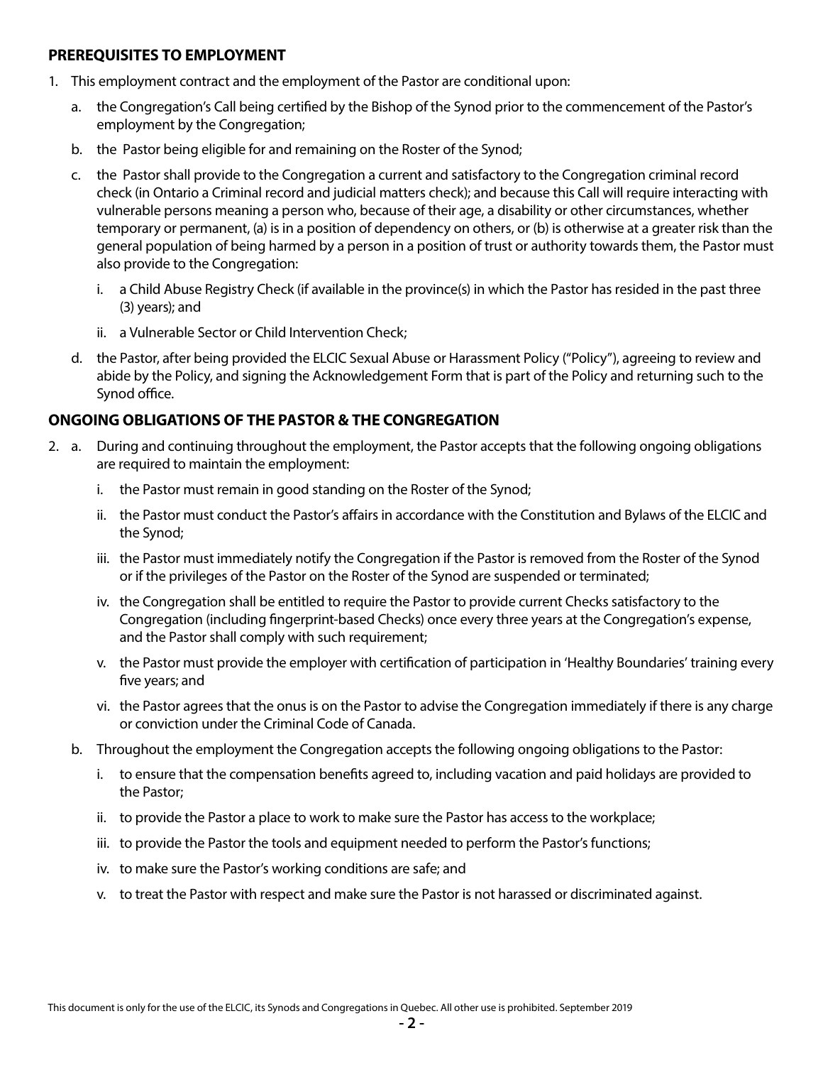## PREREQUISITES TO EMPLOYMENT

1. This employment contract and the employment of the Pastor are conditional upon:

   a. the Congregation's Call being certified by the Bishop of the Synod prior to the commencement of the Pastor's employment by the Congregation;

   b. the Pastor being eligible for and remaining on the Roster of the Synod;

   c. the Pastor shall provide to the Congregation a current and satisfactory to the Congregation criminal record check (in Ontario a Criminal record and judicial matters check); and because this Call will require interacting with vulnerable persons meaning a person who, because of their age, a disability or other circumstances, whether temporary or permanent, (a) is in a position of dependency on others, or (b) is otherwise at a greater risk than the general population of being harmed by a person in a position of trust or authority towards them, the Pastor must also provide to the Congregation:

      i. a Child Abuse Registry Check (if available in the province(s) in which the Pastor has resided in the past three (3) years); and

      ii. a Vulnerable Sector or Child Intervention Check;

   d. the Pastor, after being provided the ELCIC Sexual Abuse or Harassment Policy ("Policy"), agreeing to review and abide by the Policy, and signing the Acknowledgement Form that is part of the Policy and returning such to the Synod office.

## ONGOING OBLIGATIONS OF THE PASTOR & THE CONGREGATION

2. a. During and continuing throughout the employment, the Pastor accepts that the following ongoing obligations are required to maintain the employment:

      i. the Pastor must remain in good standing on the Roster of the Synod;

      ii. the Pastor must conduct the Pastor's affairs in accordance with the Constitution and Bylaws of the ELCIC and the Synod;

      iii. the Pastor must immediately notify the Congregation if the Pastor is removed from the Roster of the Synod or if the privileges of the Pastor on the Roster of the Synod are suspended or terminated;

      iv. the Congregation shall be entitled to require the Pastor to provide current Checks satisfactory to the Congregation (including fingerprint-based Checks) once every three years at the Congregation's expense, and the Pastor shall comply with such requirement;

      v. the Pastor must provide the employer with certification of participation in 'Healthy Boundaries' training every five years; and

      vi. the Pastor agrees that the onus is on the Pastor to advise the Congregation immediately if there is any charge or conviction under the Criminal Code of Canada.

   b. Throughout the employment the Congregation accepts the following ongoing obligations to the Pastor:

      i. to ensure that the compensation benefits agreed to, including vacation and paid holidays are provided to the Pastor;

      ii. to provide the Pastor a place to work to make sure the Pastor has access to the workplace;

      iii. to provide the Pastor the tools and equipment needed to perform the Pastor's functions;

      iv. to make sure the Pastor's working conditions are safe; and

      v. to treat the Pastor with respect and make sure the Pastor is not harassed or discriminated against.

This document is only for the use of the ELCIC, its Synods and Congregations in Quebec. All other use is prohibited. September 2019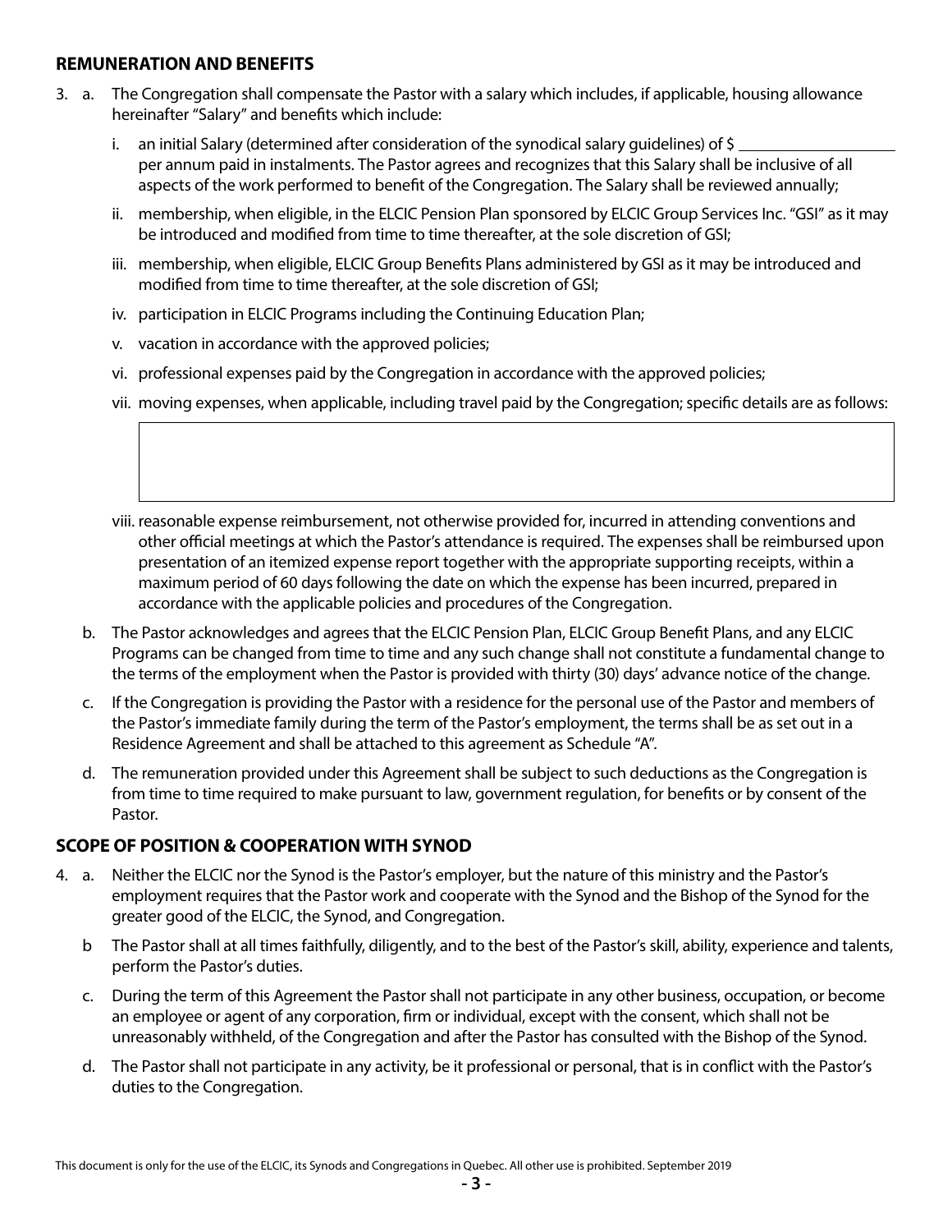## REMUNERATION AND BENEFITS

3. a. The Congregation shall compensate the Pastor with a salary which includes, if applicable, housing allowance hereinafter "Salary" and benefits which include:

   i. an initial Salary (determined after consideration of the synodical salary guidelines) of $ ____________________ per annum paid in instalments. The Pastor agrees and recognizes that this Salary shall be inclusive of all aspects of the work performed to benefit of the Congregation. The Salary shall be reviewed annually;

   ii. membership, when eligible, in the ELCIC Pension Plan sponsored by ELCIC Group Services Inc. "GSI" as it may be introduced and modified from time to time thereafter, at the sole discretion of GSI;

   iii. membership, when eligible, ELCIC Group Benefits Plans administered by GSI as it may be introduced and modified from time to time thereafter, at the sole discretion of GSI;

   iv. participation in ELCIC Programs including the Continuing Education Plan;

   v. vacation in accordance with the approved policies;

   vi. professional expenses paid by the Congregation in accordance with the approved policies;

   vii. moving expenses, when applicable, including travel paid by the Congregation; specific details are as follows:

   | |
   |---|
   | |

   viii. reasonable expense reimbursement, not otherwise provided for, incurred in attending conventions and other official meetings at which the Pastor's attendance is required. The expenses shall be reimbursed upon presentation of an itemized expense report together with the appropriate supporting receipts, within a maximum period of 60 days following the date on which the expense has been incurred, prepared in accordance with the applicable policies and procedures of the Congregation.

   b. The Pastor acknowledges and agrees that the ELCIC Pension Plan, ELCIC Group Benefit Plans, and any ELCIC Programs can be changed from time to time and any such change shall not constitute a fundamental change to the terms of the employment when the Pastor is provided with thirty (30) days' advance notice of the change.

   c. If the Congregation is providing the Pastor with a residence for the personal use of the Pastor and members of the Pastor's immediate family during the term of the Pastor's employment, the terms shall be as set out in a Residence Agreement and shall be attached to this agreement as Schedule "A".

   d. The remuneration provided under this Agreement shall be subject to such deductions as the Congregation is from time to time required to make pursuant to law, government regulation, for benefits or by consent of the Pastor.

## SCOPE OF POSITION & COOPERATION WITH SYNOD

4. a. Neither the ELCIC nor the Synod is the Pastor's employer, but the nature of this ministry and the Pastor's employment requires that the Pastor work and cooperate with the Synod and the Bishop of the Synod for the greater good of the ELCIC, the Synod, and Congregation.

   b The Pastor shall at all times faithfully, diligently, and to the best of the Pastor's skill, ability, experience and talents, perform the Pastor's duties.

   c. During the term of this Agreement the Pastor shall not participate in any other business, occupation, or become an employee or agent of any corporation, firm or individual, except with the consent, which shall not be unreasonably withheld, of the Congregation and after the Pastor has consulted with the Bishop of the Synod.

   d. The Pastor shall not participate in any activity, be it professional or personal, that is in conflict with the Pastor's duties to the Congregation.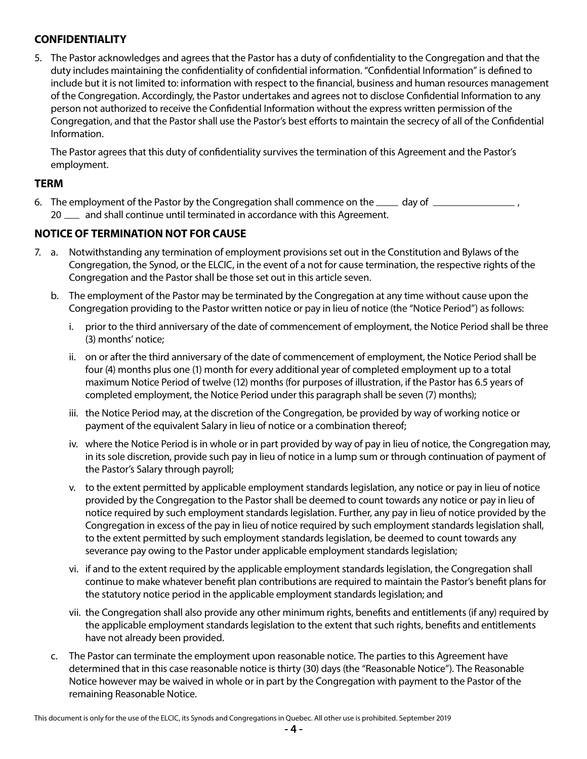## CONFIDENTIALITY

5. The Pastor acknowledges and agrees that the Pastor has a duty of confidentiality to the Congregation and that the duty includes maintaining the confidentiality of confidential information. "Confidential Information" is defined to include but it is not limited to: information with respect to the financial, business and human resources management of the Congregation. Accordingly, the Pastor undertakes and agrees not to disclose Confidential Information to any person not authorized to receive the Confidential Information without the express written permission of the Congregation, and that the Pastor shall use the Pastor's best efforts to maintain the secrecy of all of the Confidential Information.

   The Pastor agrees that this duty of confidentiality survives the termination of this Agreement and the Pastor's employment.

## TERM

6. The employment of the Pastor by the Congregation shall commence on the _____ day of ________________, 20 ___ and shall continue until terminated in accordance with this Agreement.

## NOTICE OF TERMINATION NOT FOR CAUSE

7. a. Notwithstanding any termination of employment provisions set out in the Constitution and Bylaws of the Congregation, the Synod, or the ELCIC, in the event of a not for cause termination, the respective rights of the Congregation and the Pastor shall be those set out in this article seven.

   b. The employment of the Pastor may be terminated by the Congregation at any time without cause upon the Congregation providing to the Pastor written notice or pay in lieu of notice (the "Notice Period") as follows:

      i. prior to the third anniversary of the date of commencement of employment, the Notice Period shall be three (3) months' notice;

      ii. on or after the third anniversary of the date of commencement of employment, the Notice Period shall be four (4) months plus one (1) month for every additional year of completed employment up to a total maximum Notice Period of twelve (12) months (for purposes of illustration, if the Pastor has 6.5 years of completed employment, the Notice Period under this paragraph shall be seven (7) months);

      iii. the Notice Period may, at the discretion of the Congregation, be provided by way of working notice or payment of the equivalent Salary in lieu of notice or a combination thereof;

      iv. where the Notice Period is in whole or in part provided by way of pay in lieu of notice, the Congregation may, in its sole discretion, provide such pay in lieu of notice in a lump sum or through continuation of payment of the Pastor's Salary through payroll;

      v. to the extent permitted by applicable employment standards legislation, any notice or pay in lieu of notice provided by the Congregation to the Pastor shall be deemed to count towards any notice or pay in lieu of notice required by such employment standards legislation. Further, any pay in lieu of notice provided by the Congregation in excess of the pay in lieu of notice required by such employment standards legislation shall, to the extent permitted by such employment standards legislation, be deemed to count towards any severance pay owing to the Pastor under applicable employment standards legislation;

      vi. if and to the extent required by the applicable employment standards legislation, the Congregation shall continue to make whatever benefit plan contributions are required to maintain the Pastor's benefit plans for the statutory notice period in the applicable employment standards legislation; and

      vii. the Congregation shall also provide any other minimum rights, benefits and entitlements (if any) required by the applicable employment standards legislation to the extent that such rights, benefits and entitlements have not already been provided.

   c. The Pastor can terminate the employment upon reasonable notice. The parties to this Agreement have determined that in this case reasonable notice is thirty (30) days (the "Reasonable Notice"). The Reasonable Notice however may be waived in whole or in part by the Congregation with payment to the Pastor of the remaining Reasonable Notice.

This document is only for the use of the ELCIC, its Synods and Congregations in Quebec. All other use is prohibited. September 2019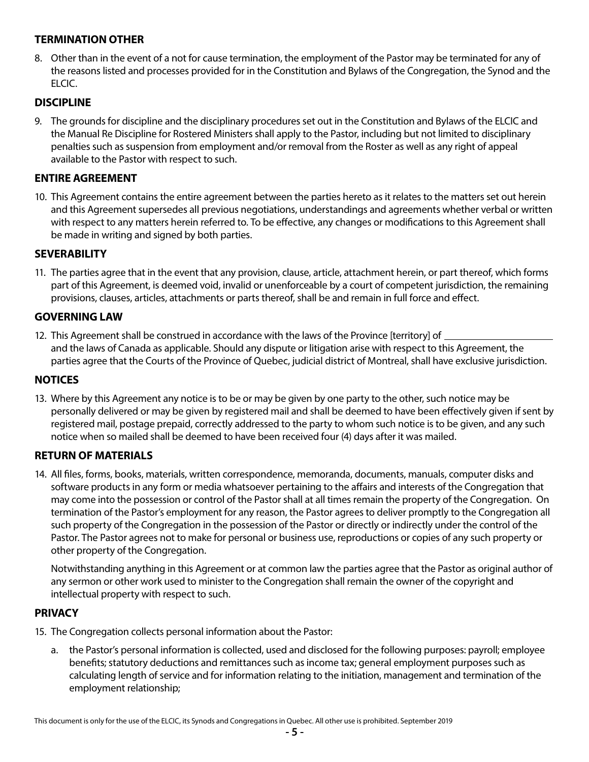## TERMINATION OTHER

8. Other than in the event of a not for cause termination, the employment of the Pastor may be terminated for any of the reasons listed and processes provided for in the Constitution and Bylaws of the Congregation, the Synod and the ELCIC.

## DISCIPLINE

9. The grounds for discipline and the disciplinary procedures set out in the Constitution and Bylaws of the ELCIC and the Manual Re Discipline for Rostered Ministers shall apply to the Pastor, including but not limited to disciplinary penalties such as suspension from employment and/or removal from the Roster as well as any right of appeal available to the Pastor with respect to such.

## ENTIRE AGREEMENT

10. This Agreement contains the entire agreement between the parties hereto as it relates to the matters set out herein and this Agreement supersedes all previous negotiations, understandings and agreements whether verbal or written with respect to any matters herein referred to. To be effective, any changes or modifications to this Agreement shall be made in writing and signed by both parties.

## SEVERABILITY

11. The parties agree that in the event that any provision, clause, article, attachment herein, or part thereof, which forms part of this Agreement, is deemed void, invalid or unenforceable by a court of competent jurisdiction, the remaining provisions, clauses, articles, attachments or parts thereof, shall be and remain in full force and effect.

## GOVERNING LAW

12. This Agreement shall be construed in accordance with the laws of the Province [territory] of ______________________ and the laws of Canada as applicable. Should any dispute or litigation arise with respect to this Agreement, the parties agree that the Courts of the Province of Quebec, judicial district of Montreal, shall have exclusive jurisdiction.

## NOTICES

13. Where by this Agreement any notice is to be or may be given by one party to the other, such notice may be personally delivered or may be given by registered mail and shall be deemed to have been effectively given if sent by registered mail, postage prepaid, correctly addressed to the party to whom such notice is to be given, and any such notice when so mailed shall be deemed to have been received four (4) days after it was mailed.

## RETURN OF MATERIALS

14. All files, forms, books, materials, written correspondence, memoranda, documents, manuals, computer disks and software products in any form or media whatsoever pertaining to the affairs and interests of the Congregation that may come into the possession or control of the Pastor shall at all times remain the property of the Congregation. On termination of the Pastor's employment for any reason, the Pastor agrees to deliver promptly to the Congregation all such property of the Congregation in the possession of the Pastor or directly or indirectly under the control of the Pastor. The Pastor agrees not to make for personal or business use, reproductions or copies of any such property or other property of the Congregation.

    Notwithstanding anything in this Agreement or at common law the parties agree that the Pastor as original author of any sermon or other work used to minister to the Congregation shall remain the owner of the copyright and intellectual property with respect to such.

## PRIVACY

15. The Congregation collects personal information about the Pastor:

    a. the Pastor's personal information is collected, used and disclosed for the following purposes: payroll; employee benefits; statutory deductions and remittances such as income tax; general employment purposes such as calculating length of service and for information relating to the initiation, management and termination of the employment relationship;

This document is only for the use of the ELCIC, its Synods and Congregations in Quebec. All other use is prohibited. September 2019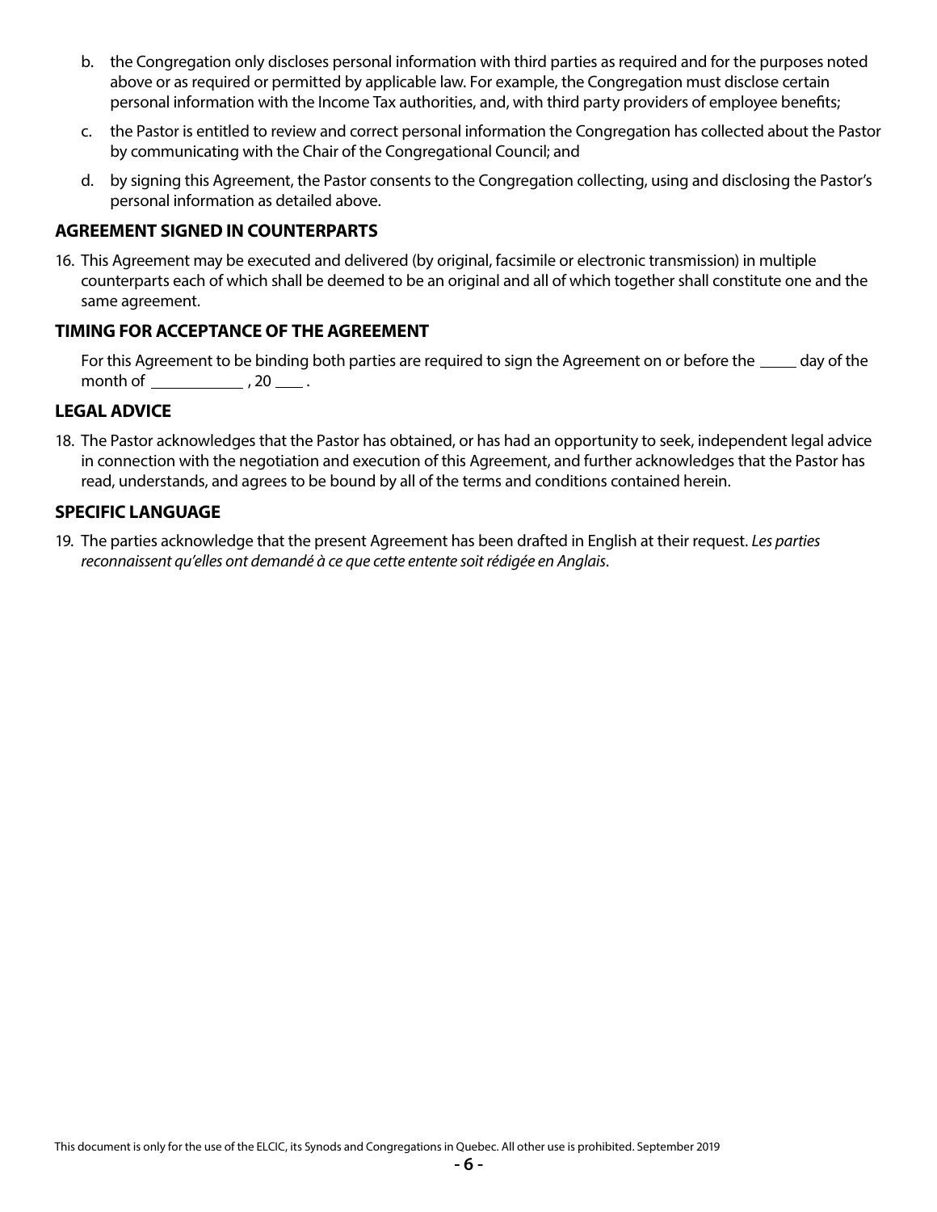b. the Congregation only discloses personal information with third parties as required and for the purposes noted above or as required or permitted by applicable law. For example, the Congregation must disclose certain personal information with the Income Tax authorities, and, with third party providers of employee benefits;

c. the Pastor is entitled to review and correct personal information the Congregation has collected about the Pastor by communicating with the Chair of the Congregational Council; and

d. by signing this Agreement, the Pastor consents to the Congregation collecting, using and disclosing the Pastor's personal information as detailed above.

## AGREEMENT SIGNED IN COUNTERPARTS

16. This Agreement may be executed and delivered (by original, facsimile or electronic transmission) in multiple counterparts each of which shall be deemed to be an original and all of which together shall constitute one and the same agreement.

## TIMING FOR ACCEPTANCE OF THE AGREEMENT

For this Agreement to be binding both parties are required to sign the Agreement on or before the _____ day of the month of ____________ , 20 ____ .

## LEGAL ADVICE

18. The Pastor acknowledges that the Pastor has obtained, or has had an opportunity to seek, independent legal advice in connection with the negotiation and execution of this Agreement, and further acknowledges that the Pastor has read, understands, and agrees to be bound by all of the terms and conditions contained herein.

## SPECIFIC LANGUAGE

19. The parties acknowledge that the present Agreement has been drafted in English at their request. *Les parties reconnaissent qu'elles ont demandé à ce que cette entente soit rédigée en Anglais*.

This document is only for the use of the ELCIC, its Synods and Congregations in Quebec. All other use is prohibited. September 2019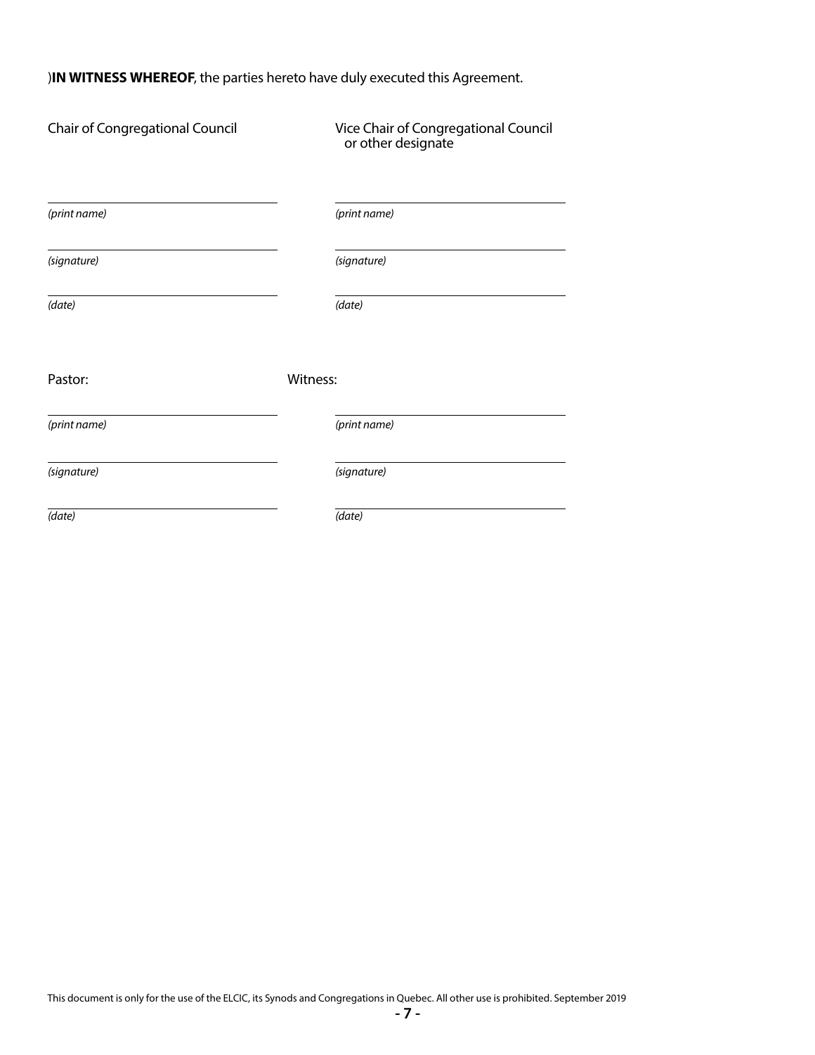)**IN WITNESS WHEREOF**, the parties hereto have duly executed this Agreement.

| Chair of Congregational Council | Vice Chair of Congregational Council or other designate |
| --- | --- |
| ______________________ | ______________________ |
| *(print name)* | *(print name)* |
| ______________________ | ______________________ |
| *(signature)* | *(signature)* |
| ______________________ | ______________________ |
| *(date)* | *(date)* |

| Pastor: | Witness: |
| --- | --- |
| ______________________ | ______________________ |
| *(print name)* | *(print name)* |
| ______________________ | ______________________ |
| *(signature)* | *(signature)* |
| ______________________ | ______________________ |
| *(date)* | *(date)* |

This document is only for the use of the ELCIC, its Synods and Congregations in Quebec. All other use is prohibited. September 2019